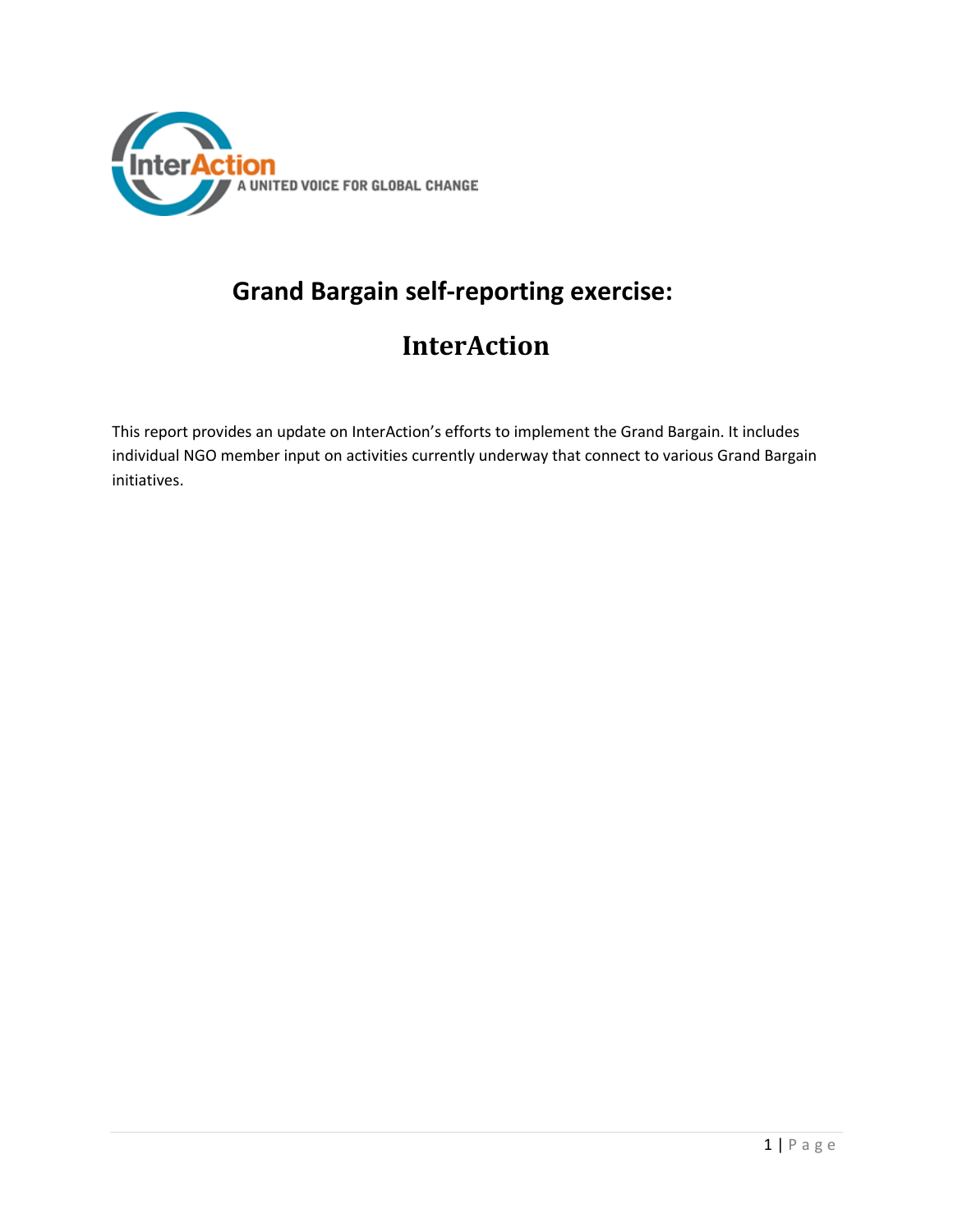# Grand Bargain self-reporting exercise:

# InterAction

This report provides an update on InterAction's efforts to implement the Grand Bargain. It includes individual NGO member input on activities currently underway that connect to various Grand Bargain initiatives.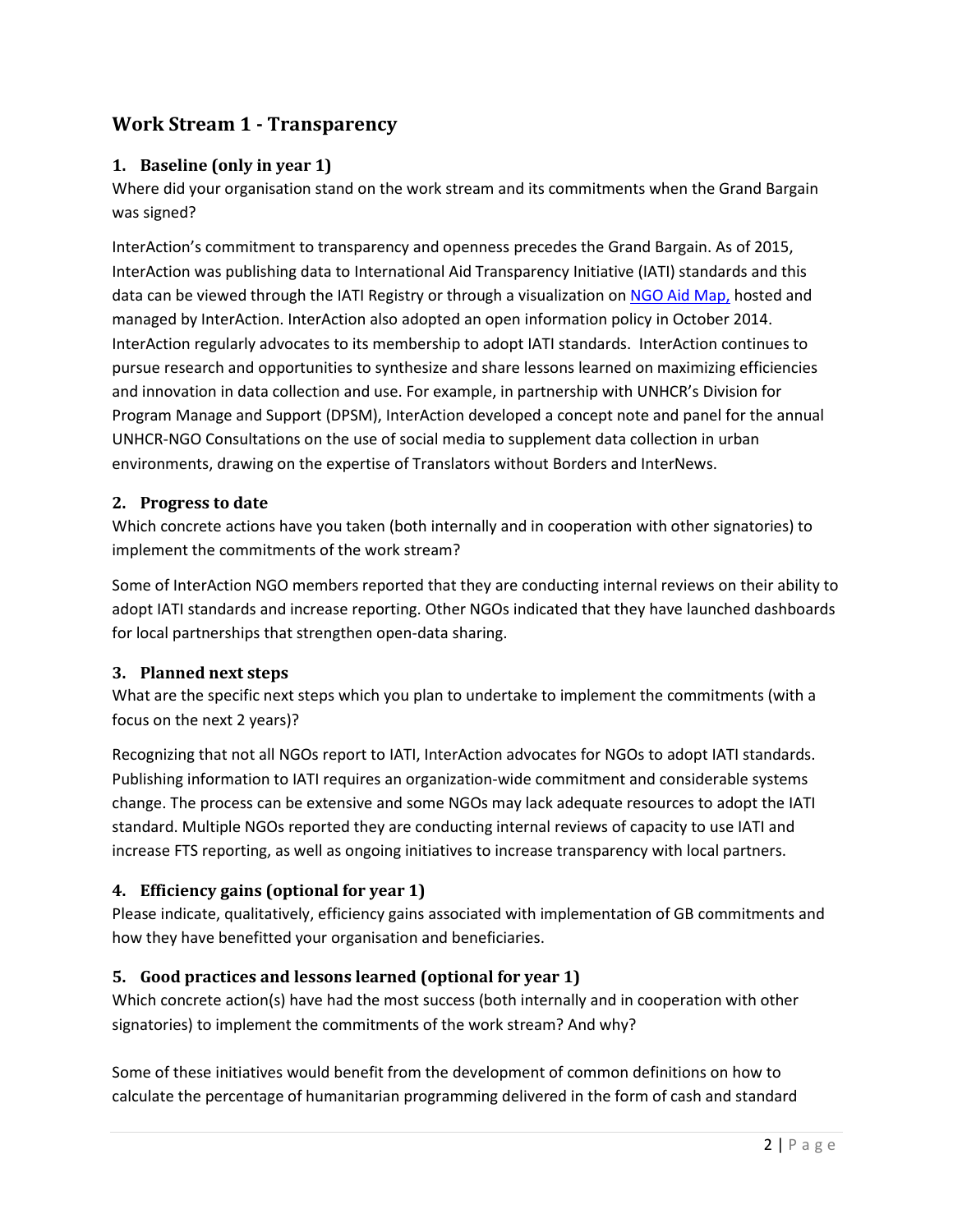## Work Stream 1 - Transparency

### 1. Baseline (only in year 1)

Where did your organisation stand on the work stream and its commitments when the Grand Bargain was signed?

InterAction's commitment to transparency and openness precedes the Grand Bargain. As of 2015, InterAction was publishing data to International Aid Transparency Initiative (IATI) standards and this data can be viewed through the IATI Registry or through a visualization on NGO Aid Map, hosted and managed by InterAction. InterAction also adopted an open information policy in October 2014. InterAction regularly advocates to its membership to adopt IATI standards. InterAction continues to pursue research and opportunities to synthesize and share lessons learned on maximizing efficiencies and innovation in data collection and use. For example, in partnership with UNHCR's Division for Program Manage and Support (DPSM), InterAction developed a concept note and panel for the annual UNHCR-NGO Consultations on the use of social media to supplement data collection in urban environments, drawing on the expertise of Translators without Borders and InterNews.

### 2. Progress to date

Which concrete actions have you taken (both internally and in cooperation with other signatories) to implement the commitments of the work stream?

Some of InterAction NGO members reported that they are conducting internal reviews on their ability to adopt IATI standards and increase reporting. Other NGOs indicated that they have launched dashboards for local partnerships that strengthen open-data sharing.

### 3. Planned next steps

What are the specific next steps which you plan to undertake to implement the commitments (with a focus on the next 2 years)?

Recognizing that not all NGOs report to IATI, InterAction advocates for NGOs to adopt IATI standards. Publishing information to IATI requires an organization-wide commitment and considerable systems change. The process can be extensive and some NGOs may lack adequate resources to adopt the IATI standard. Multiple NGOs reported they are conducting internal reviews of capacity to use IATI and increase FTS reporting, as well as ongoing initiatives to increase transparency with local partners.

### 4. Efficiency gains (optional for year 1)

Please indicate, qualitatively, efficiency gains associated with implementation of GB commitments and how they have benefitted your organisation and beneficiaries.

### 5. Good practices and lessons learned (optional for year 1)

Which concrete action(s) have had the most success (both internally and in cooperation with other signatories) to implement the commitments of the work stream? And why?

Some of these initiatives would benefit from the development of common definitions on how to calculate the percentage of humanitarian programming delivered in the form of cash and standard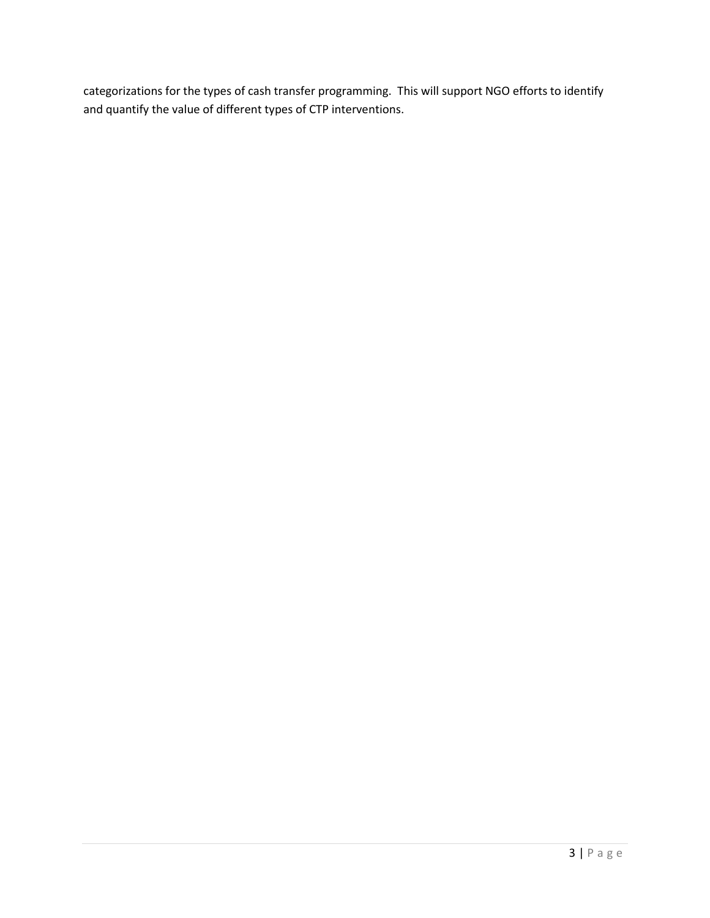categorizations for the types of cash transfer programming. This will support NGO efforts to identify and quantify the value of different types of CTP interventions.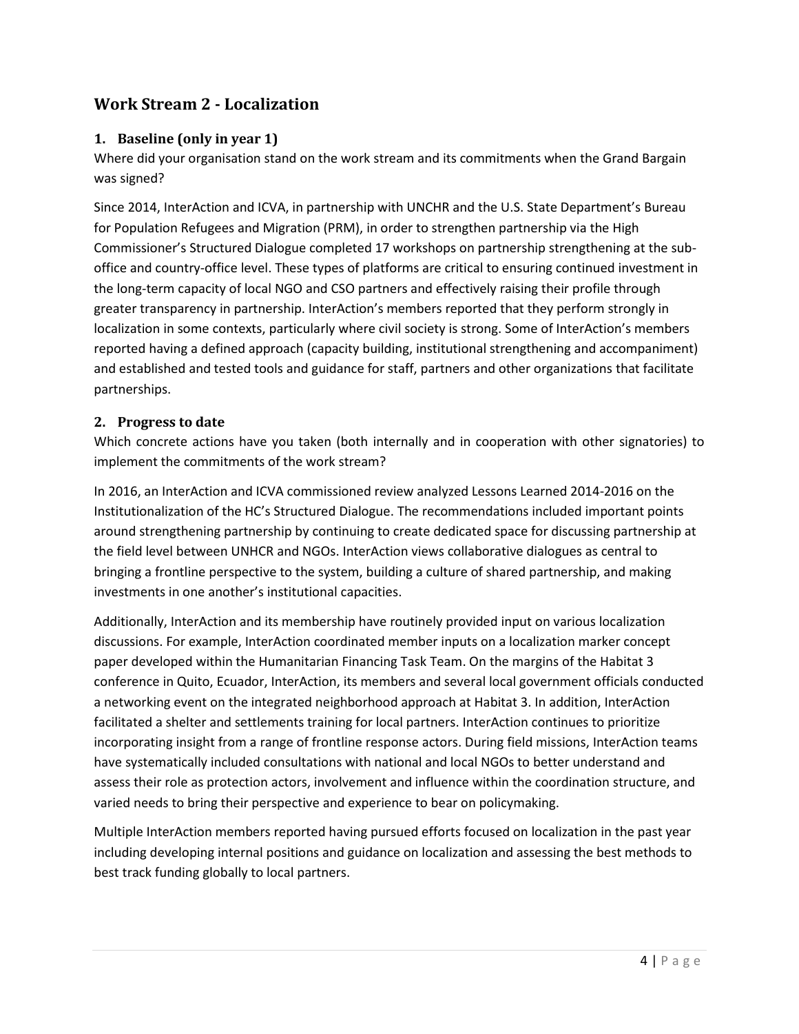## Work Stream 2 - Localization

### 1. Baseline (only in year 1)

Where did your organisation stand on the work stream and its commitments when the Grand Bargain was signed?

Since 2014, InterAction and ICVA, in partnership with UNCHR and the U.S. State Department's Bureau for Population Refugees and Migration (PRM), in order to strengthen partnership via the High Commissioner's Structured Dialogue completed 17 workshops on partnership strengthening at the sub-office and country-office level. These types of platforms are critical to ensuring continued investment in the long-term capacity of local NGO and CSO partners and effectively raising their profile through greater transparency in partnership. InterAction's members reported that they perform strongly in localization in some contexts, particularly where civil society is strong. Some of InterAction's members reported having a defined approach (capacity building, institutional strengthening and accompaniment) and established and tested tools and guidance for staff, partners and other organizations that facilitate partnerships.

### 2. Progress to date

Which concrete actions have you taken (both internally and in cooperation with other signatories) to implement the commitments of the work stream?

In 2016, an InterAction and ICVA commissioned review analyzed Lessons Learned 2014-2016 on the Institutionalization of the HC's Structured Dialogue. The recommendations included important points around strengthening partnership by continuing to create dedicated space for discussing partnership at the field level between UNHCR and NGOs. InterAction views collaborative dialogues as central to bringing a frontline perspective to the system, building a culture of shared partnership, and making investments in one another's institutional capacities.

Additionally, InterAction and its membership have routinely provided input on various localization discussions. For example, InterAction coordinated member inputs on a localization marker concept paper developed within the Humanitarian Financing Task Team. On the margins of the Habitat 3 conference in Quito, Ecuador, InterAction, its members and several local government officials conducted a networking event on the integrated neighborhood approach at Habitat 3. In addition, InterAction facilitated a shelter and settlements training for local partners. InterAction continues to prioritize incorporating insight from a range of frontline response actors. During field missions, InterAction teams have systematically included consultations with national and local NGOs to better understand and assess their role as protection actors, involvement and influence within the coordination structure, and varied needs to bring their perspective and experience to bear on policymaking.

Multiple InterAction members reported having pursued efforts focused on localization in the past year including developing internal positions and guidance on localization and assessing the best methods to best track funding globally to local partners.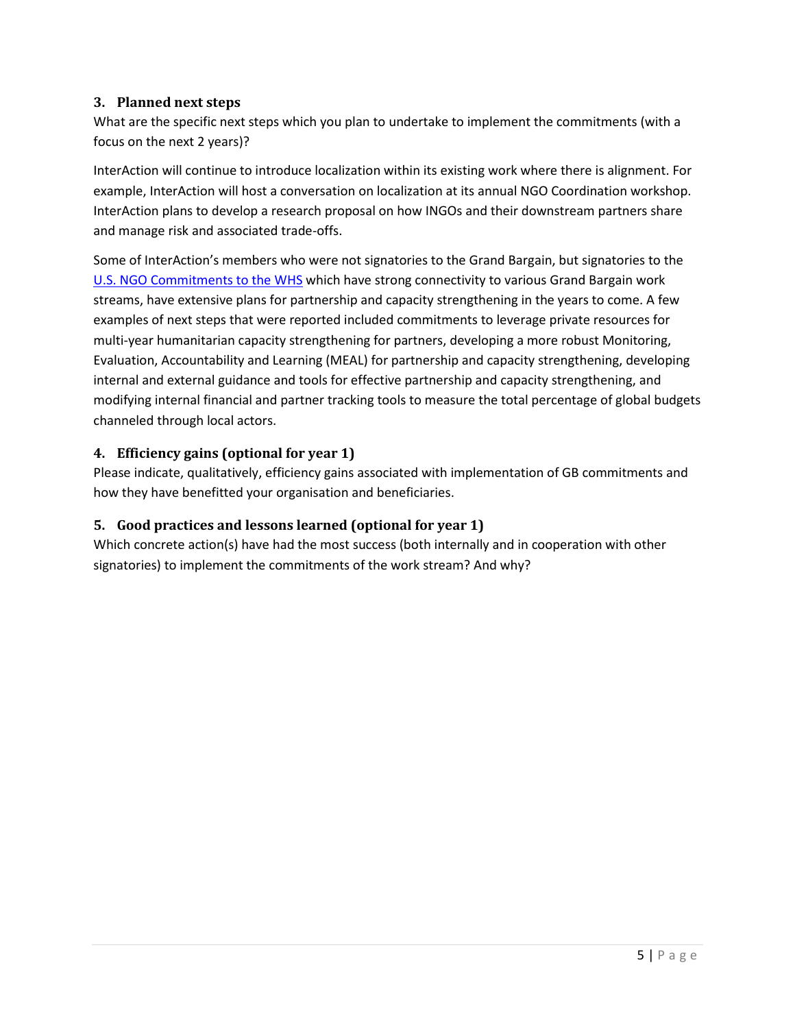### 3. Planned next steps

What are the specific next steps which you plan to undertake to implement the commitments (with a focus on the next 2 years)?

InterAction will continue to introduce localization within its existing work where there is alignment. For example, InterAction will host a conversation on localization at its annual NGO Coordination workshop. InterAction plans to develop a research proposal on how INGOs and their downstream partners share and manage risk and associated trade-offs.

Some of InterAction's members who were not signatories to the Grand Bargain, but signatories to the U.S. NGO Commitments to the WHS which have strong connectivity to various Grand Bargain work streams, have extensive plans for partnership and capacity strengthening in the years to come. A few examples of next steps that were reported included commitments to leverage private resources for multi-year humanitarian capacity strengthening for partners, developing a more robust Monitoring, Evaluation, Accountability and Learning (MEAL) for partnership and capacity strengthening, developing internal and external guidance and tools for effective partnership and capacity strengthening, and modifying internal financial and partner tracking tools to measure the total percentage of global budgets channeled through local actors.

### 4. Efficiency gains (optional for year 1)

Please indicate, qualitatively, efficiency gains associated with implementation of GB commitments and how they have benefitted your organisation and beneficiaries.

### 5. Good practices and lessons learned (optional for year 1)

Which concrete action(s) have had the most success (both internally and in cooperation with other signatories) to implement the commitments of the work stream? And why?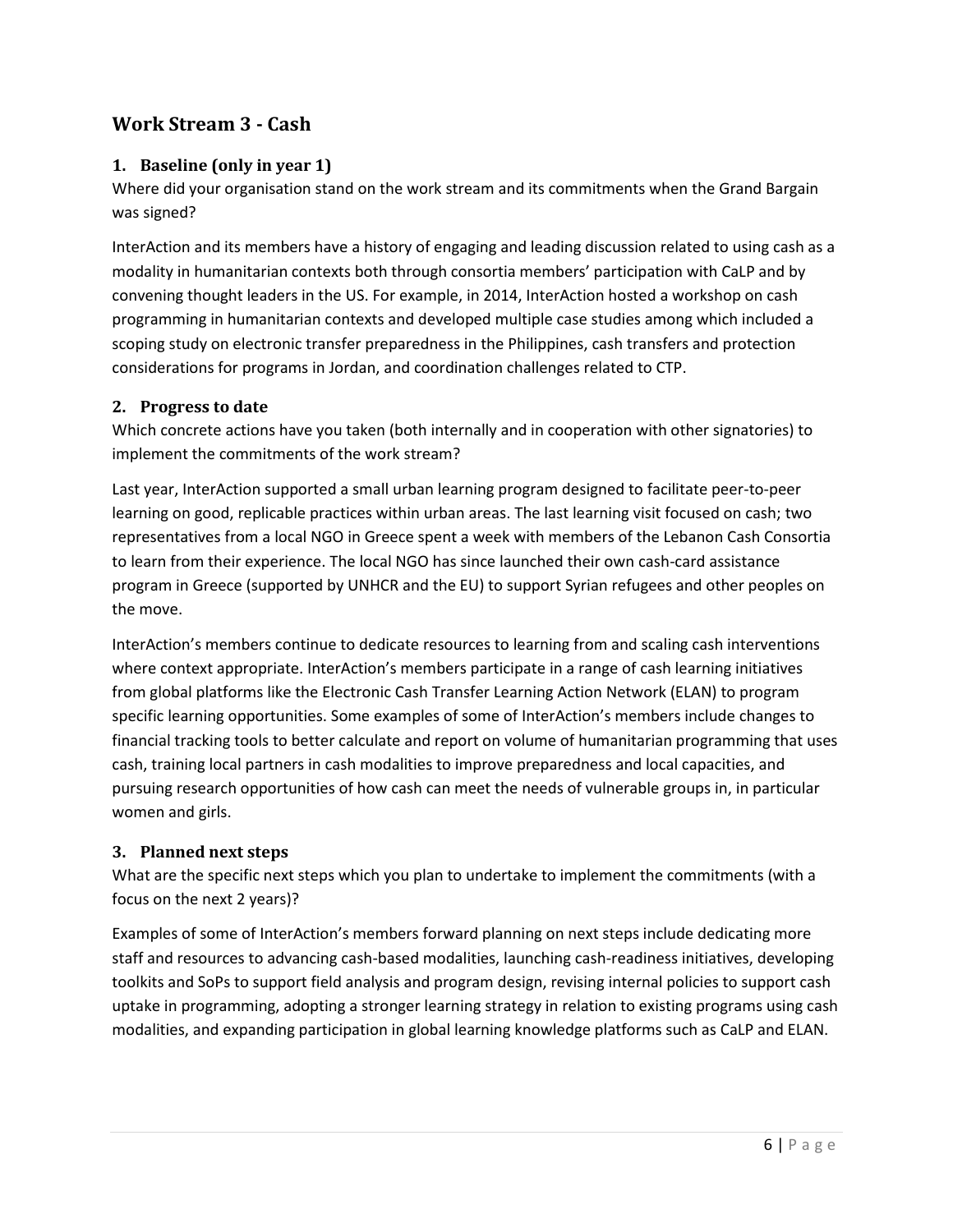## Work Stream 3 - Cash

### 1. Baseline (only in year 1)

Where did your organisation stand on the work stream and its commitments when the Grand Bargain was signed?

InterAction and its members have a history of engaging and leading discussion related to using cash as a modality in humanitarian contexts both through consortia members' participation with CaLP and by convening thought leaders in the US. For example, in 2014, InterAction hosted a workshop on cash programming in humanitarian contexts and developed multiple case studies among which included a scoping study on electronic transfer preparedness in the Philippines, cash transfers and protection considerations for programs in Jordan, and coordination challenges related to CTP.

### 2. Progress to date

Which concrete actions have you taken (both internally and in cooperation with other signatories) to implement the commitments of the work stream?

Last year, InterAction supported a small urban learning program designed to facilitate peer-to-peer learning on good, replicable practices within urban areas. The last learning visit focused on cash; two representatives from a local NGO in Greece spent a week with members of the Lebanon Cash Consortia to learn from their experience. The local NGO has since launched their own cash-card assistance program in Greece (supported by UNHCR and the EU) to support Syrian refugees and other peoples on the move.

InterAction's members continue to dedicate resources to learning from and scaling cash interventions where context appropriate. InterAction's members participate in a range of cash learning initiatives from global platforms like the Electronic Cash Transfer Learning Action Network (ELAN) to program specific learning opportunities. Some examples of some of InterAction's members include changes to financial tracking tools to better calculate and report on volume of humanitarian programming that uses cash, training local partners in cash modalities to improve preparedness and local capacities, and pursuing research opportunities of how cash can meet the needs of vulnerable groups in, in particular women and girls.

### 3. Planned next steps

What are the specific next steps which you plan to undertake to implement the commitments (with a focus on the next 2 years)?

Examples of some of InterAction's members forward planning on next steps include dedicating more staff and resources to advancing cash-based modalities, launching cash-readiness initiatives, developing toolkits and SoPs to support field analysis and program design, revising internal policies to support cash uptake in programming, adopting a stronger learning strategy in relation to existing programs using cash modalities, and expanding participation in global learning knowledge platforms such as CaLP and ELAN.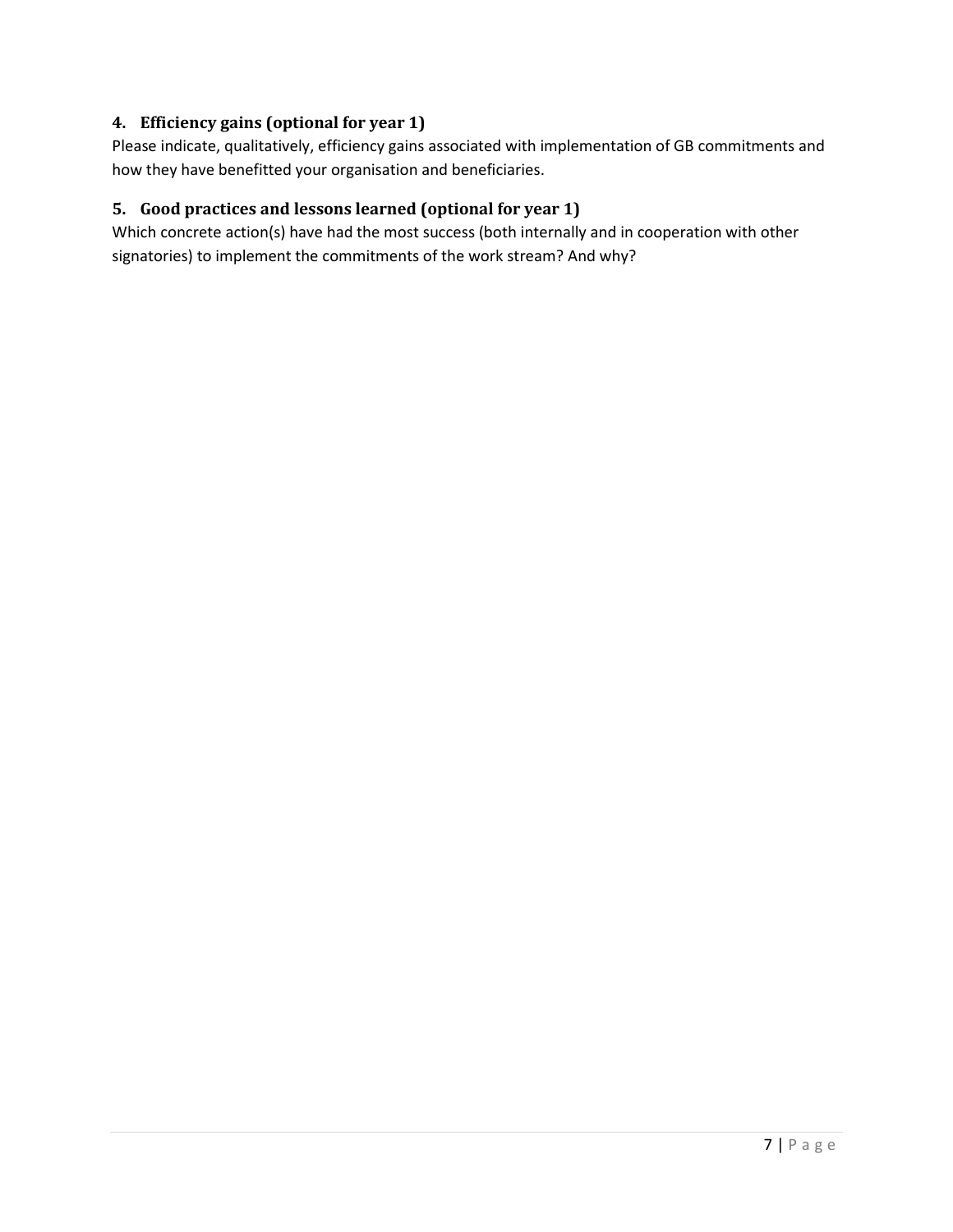## 4. Efficiency gains (optional for year 1)

Please indicate, qualitatively, efficiency gains associated with implementation of GB commitments and how they have benefitted your organisation and beneficiaries.

## 5. Good practices and lessons learned (optional for year 1)

Which concrete action(s) have had the most success (both internally and in cooperation with other signatories) to implement the commitments of the work stream? And why?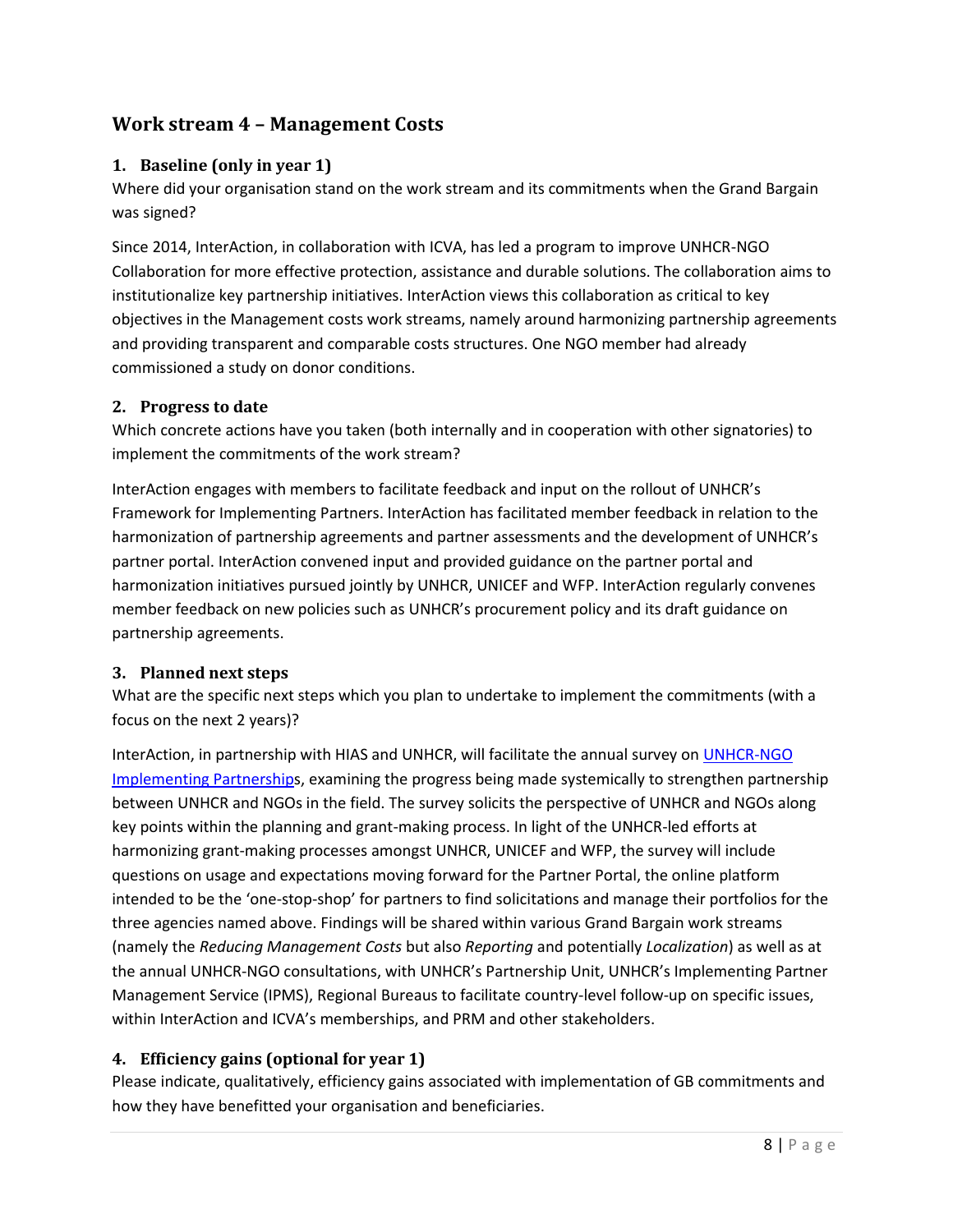## Work stream 4 – Management Costs

### 1. Baseline (only in year 1)

Where did your organisation stand on the work stream and its commitments when the Grand Bargain was signed?

Since 2014, InterAction, in collaboration with ICVA, has led a program to improve UNHCR-NGO Collaboration for more effective protection, assistance and durable solutions. The collaboration aims to institutionalize key partnership initiatives. InterAction views this collaboration as critical to key objectives in the Management costs work streams, namely around harmonizing partnership agreements and providing transparent and comparable costs structures. One NGO member had already commissioned a study on donor conditions.

### 2. Progress to date

Which concrete actions have you taken (both internally and in cooperation with other signatories) to implement the commitments of the work stream?

InterAction engages with members to facilitate feedback and input on the rollout of UNHCR's Framework for Implementing Partners. InterAction has facilitated member feedback in relation to the harmonization of partnership agreements and partner assessments and the development of UNHCR's partner portal. InterAction convened input and provided guidance on the partner portal and harmonization initiatives pursued jointly by UNHCR, UNICEF and WFP. InterAction regularly convenes member feedback on new policies such as UNHCR's procurement policy and its draft guidance on partnership agreements.

### 3. Planned next steps

What are the specific next steps which you plan to undertake to implement the commitments (with a focus on the next 2 years)?

InterAction, in partnership with HIAS and UNHCR, will facilitate the annual survey on UNHCR-NGO Implementing Partnerships, examining the progress being made systemically to strengthen partnership between UNHCR and NGOs in the field. The survey solicits the perspective of UNHCR and NGOs along key points within the planning and grant-making process. In light of the UNHCR-led efforts at harmonizing grant-making processes amongst UNHCR, UNICEF and WFP, the survey will include questions on usage and expectations moving forward for the Partner Portal, the online platform intended to be the 'one-stop-shop' for partners to find solicitations and manage their portfolios for the three agencies named above. Findings will be shared within various Grand Bargain work streams (namely the *Reducing Management Costs* but also *Reporting* and potentially *Localization*) as well as at the annual UNHCR-NGO consultations, with UNHCR's Partnership Unit, UNHCR's Implementing Partner Management Service (IPMS), Regional Bureaus to facilitate country-level follow-up on specific issues, within InterAction and ICVA's memberships, and PRM and other stakeholders.

### 4. Efficiency gains (optional for year 1)

Please indicate, qualitatively, efficiency gains associated with implementation of GB commitments and how they have benefitted your organisation and beneficiaries.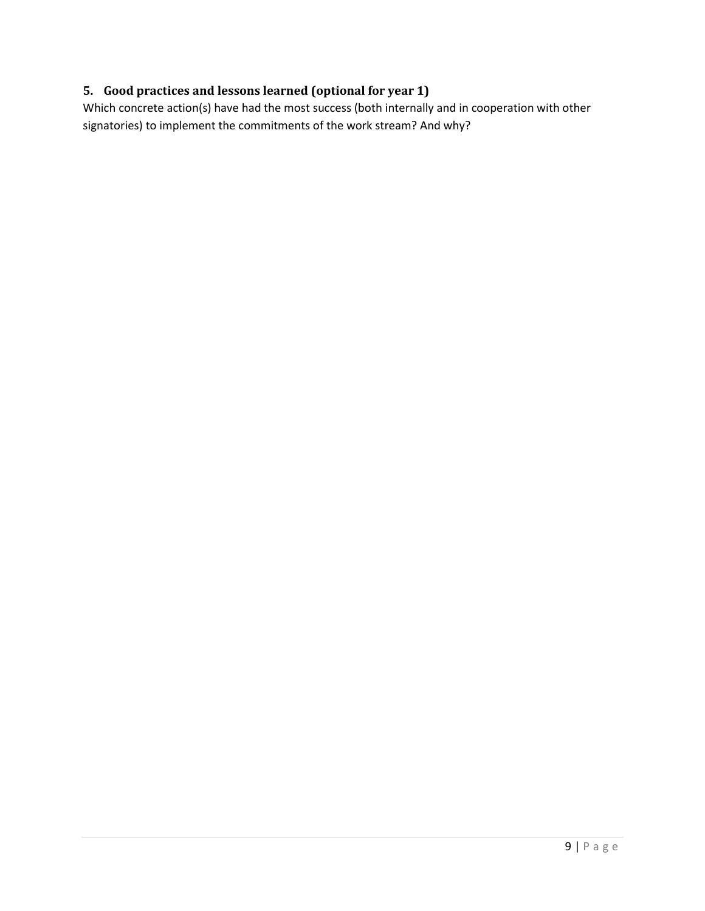## 5. Good practices and lessons learned (optional for year 1)

Which concrete action(s) have had the most success (both internally and in cooperation with other signatories) to implement the commitments of the work stream? And why?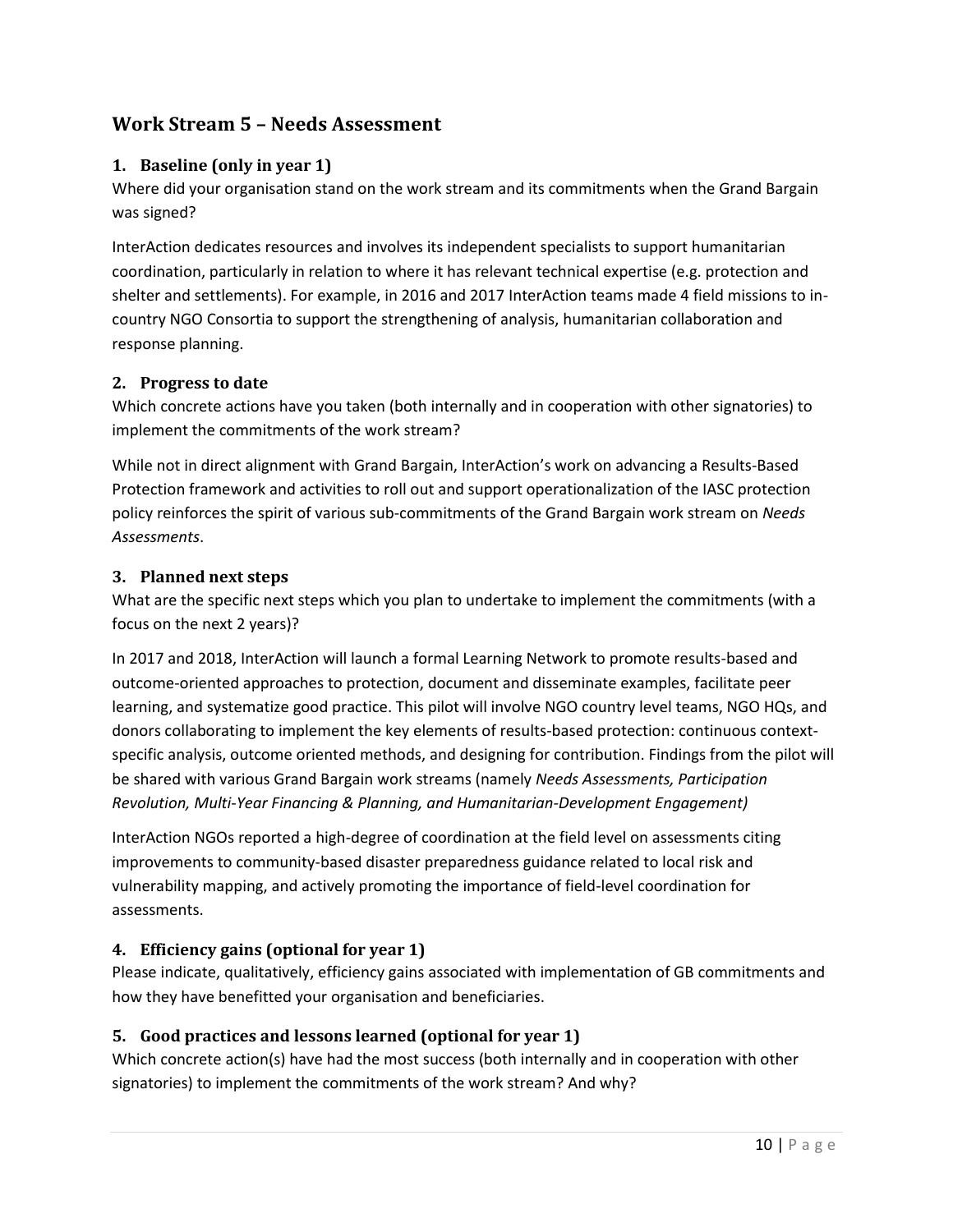## Work Stream 5 – Needs Assessment

### 1. Baseline (only in year 1)

Where did your organisation stand on the work stream and its commitments when the Grand Bargain was signed?

InterAction dedicates resources and involves its independent specialists to support humanitarian coordination, particularly in relation to where it has relevant technical expertise (e.g. protection and shelter and settlements). For example, in 2016 and 2017 InterAction teams made 4 field missions to in-country NGO Consortia to support the strengthening of analysis, humanitarian collaboration and response planning.

### 2. Progress to date

Which concrete actions have you taken (both internally and in cooperation with other signatories) to implement the commitments of the work stream?

While not in direct alignment with Grand Bargain, InterAction's work on advancing a Results-Based Protection framework and activities to roll out and support operationalization of the IASC protection policy reinforces the spirit of various sub-commitments of the Grand Bargain work stream on *Needs Assessments*.

### 3. Planned next steps

What are the specific next steps which you plan to undertake to implement the commitments (with a focus on the next 2 years)?

In 2017 and 2018, InterAction will launch a formal Learning Network to promote results-based and outcome-oriented approaches to protection, document and disseminate examples, facilitate peer learning, and systematize good practice. This pilot will involve NGO country level teams, NGO HQs, and donors collaborating to implement the key elements of results-based protection: continuous context-specific analysis, outcome oriented methods, and designing for contribution. Findings from the pilot will be shared with various Grand Bargain work streams (namely *Needs Assessments, Participation Revolution, Multi-Year Financing & Planning, and Humanitarian-Development Engagement)*

InterAction NGOs reported a high-degree of coordination at the field level on assessments citing improvements to community-based disaster preparedness guidance related to local risk and vulnerability mapping, and actively promoting the importance of field-level coordination for assessments.

### 4. Efficiency gains (optional for year 1)

Please indicate, qualitatively, efficiency gains associated with implementation of GB commitments and how they have benefitted your organisation and beneficiaries.

### 5. Good practices and lessons learned (optional for year 1)

Which concrete action(s) have had the most success (both internally and in cooperation with other signatories) to implement the commitments of the work stream? And why?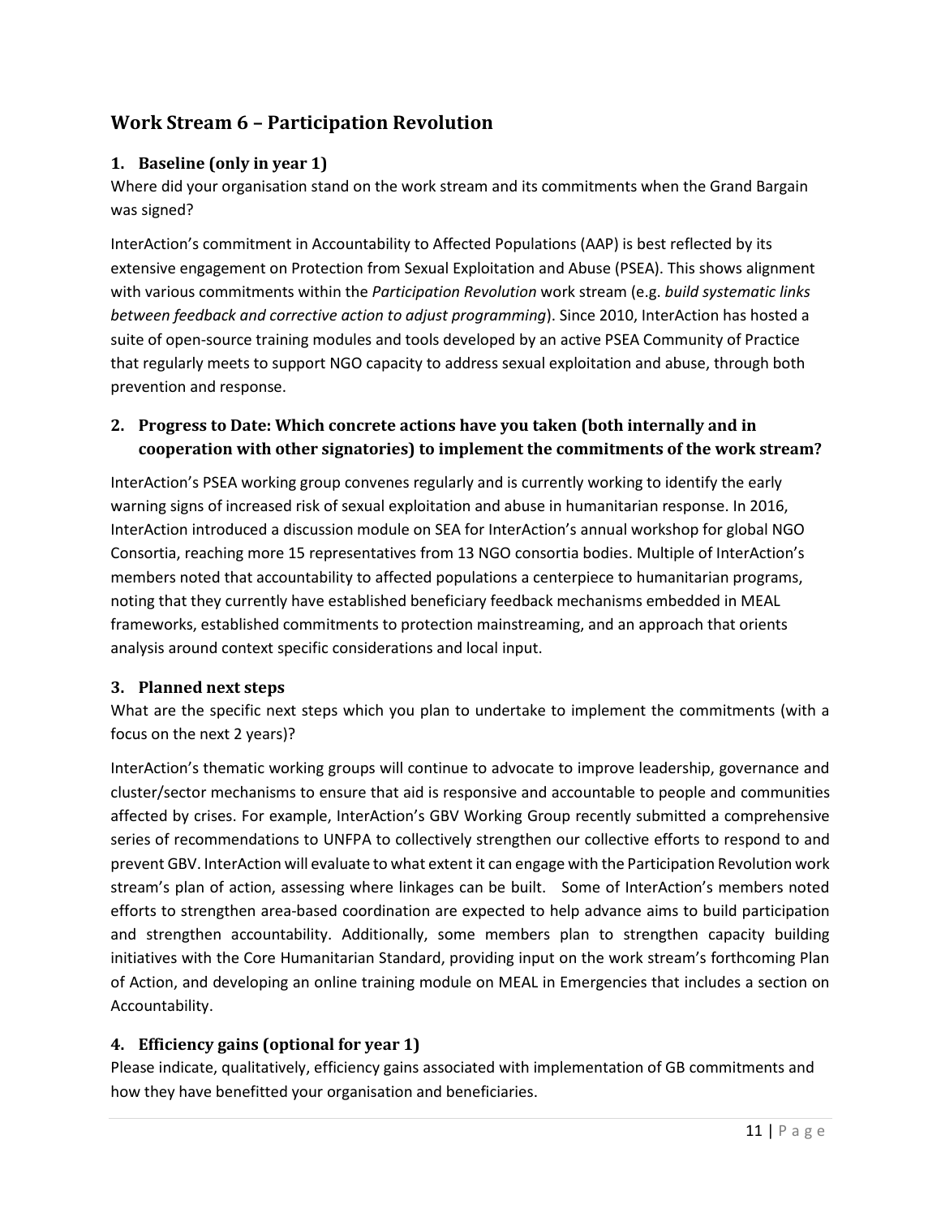## Work Stream 6 – Participation Revolution

### 1. Baseline (only in year 1)

Where did your organisation stand on the work stream and its commitments when the Grand Bargain was signed?

InterAction's commitment in Accountability to Affected Populations (AAP) is best reflected by its extensive engagement on Protection from Sexual Exploitation and Abuse (PSEA). This shows alignment with various commitments within the *Participation Revolution* work stream (e.g. *build systematic links between feedback and corrective action to adjust programming*). Since 2010, InterAction has hosted a suite of open-source training modules and tools developed by an active PSEA Community of Practice that regularly meets to support NGO capacity to address sexual exploitation and abuse, through both prevention and response.

### 2. Progress to Date: Which concrete actions have you taken (both internally and in cooperation with other signatories) to implement the commitments of the work stream?

InterAction's PSEA working group convenes regularly and is currently working to identify the early warning signs of increased risk of sexual exploitation and abuse in humanitarian response. In 2016, InterAction introduced a discussion module on SEA for InterAction's annual workshop for global NGO Consortia, reaching more 15 representatives from 13 NGO consortia bodies. Multiple of InterAction's members noted that accountability to affected populations a centerpiece to humanitarian programs, noting that they currently have established beneficiary feedback mechanisms embedded in MEAL frameworks, established commitments to protection mainstreaming, and an approach that orients analysis around context specific considerations and local input.

### 3. Planned next steps

What are the specific next steps which you plan to undertake to implement the commitments (with a focus on the next 2 years)?

InterAction's thematic working groups will continue to advocate to improve leadership, governance and cluster/sector mechanisms to ensure that aid is responsive and accountable to people and communities affected by crises. For example, InterAction's GBV Working Group recently submitted a comprehensive series of recommendations to UNFPA to collectively strengthen our collective efforts to respond to and prevent GBV. InterAction will evaluate to what extent it can engage with the Participation Revolution work stream's plan of action, assessing where linkages can be built. Some of InterAction's members noted efforts to strengthen area-based coordination are expected to help advance aims to build participation and strengthen accountability. Additionally, some members plan to strengthen capacity building initiatives with the Core Humanitarian Standard, providing input on the work stream's forthcoming Plan of Action, and developing an online training module on MEAL in Emergencies that includes a section on Accountability.

### 4. Efficiency gains (optional for year 1)

Please indicate, qualitatively, efficiency gains associated with implementation of GB commitments and how they have benefitted your organisation and beneficiaries.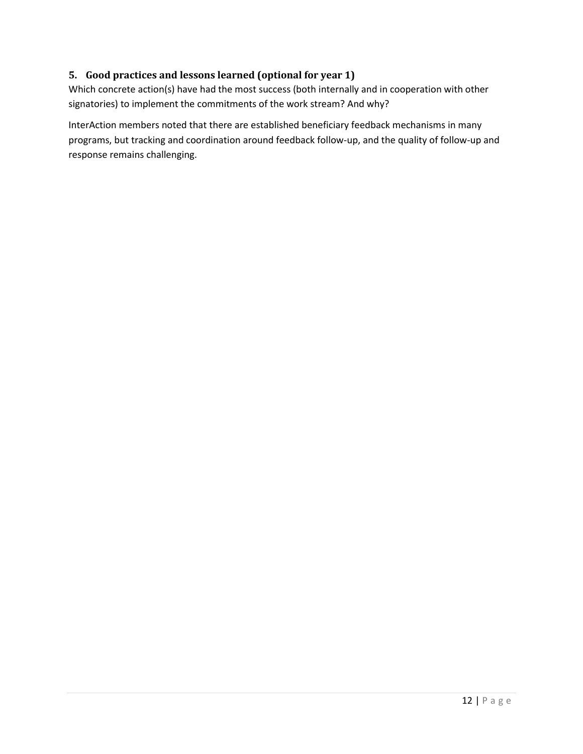## 5. Good practices and lessons learned (optional for year 1)

Which concrete action(s) have had the most success (both internally and in cooperation with other signatories) to implement the commitments of the work stream? And why?

InterAction members noted that there are established beneficiary feedback mechanisms in many programs, but tracking and coordination around feedback follow-up, and the quality of follow-up and response remains challenging.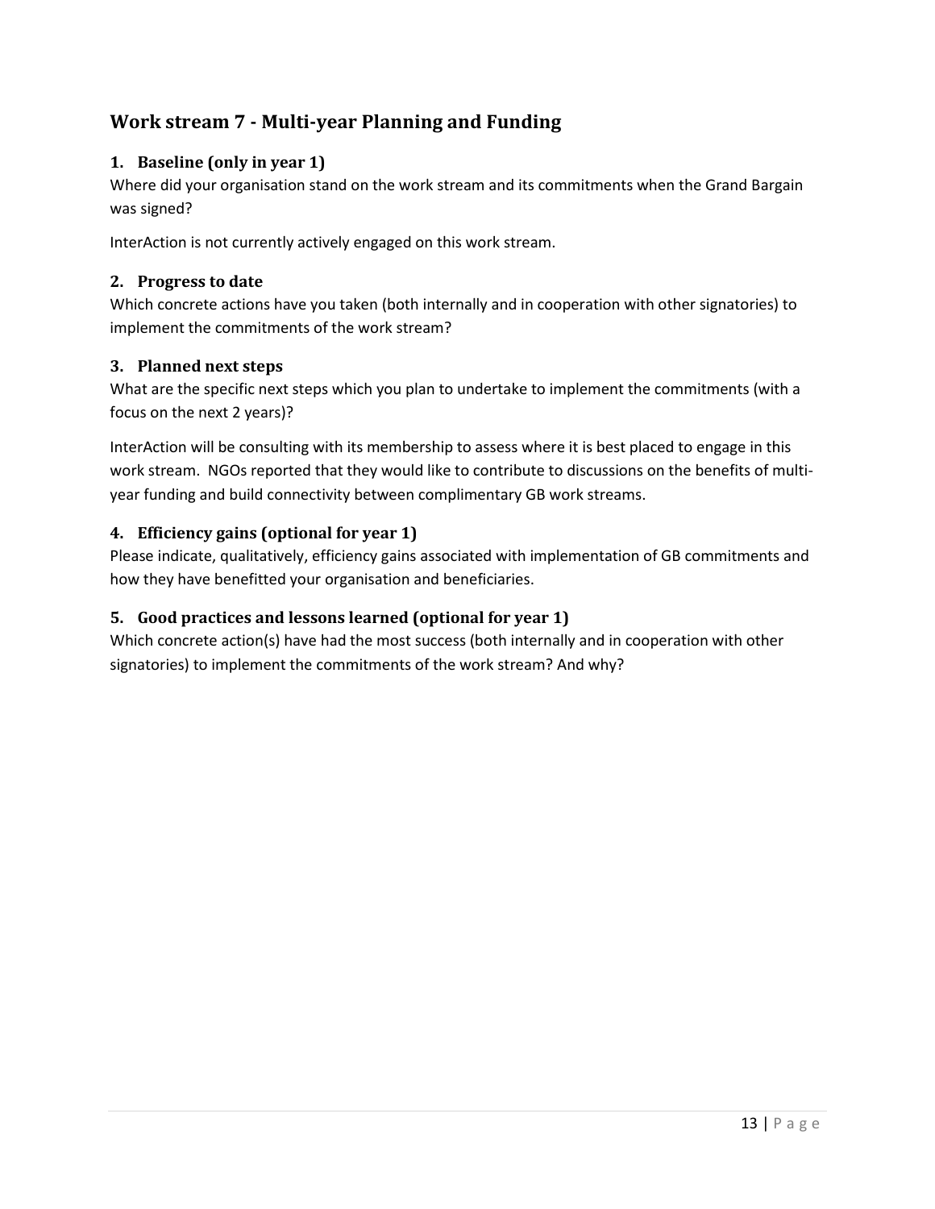## Work stream 7 - Multi-year Planning and Funding

### 1. Baseline (only in year 1)

Where did your organisation stand on the work stream and its commitments when the Grand Bargain was signed?

InterAction is not currently actively engaged on this work stream.

### 2. Progress to date

Which concrete actions have you taken (both internally and in cooperation with other signatories) to implement the commitments of the work stream?

### 3. Planned next steps

What are the specific next steps which you plan to undertake to implement the commitments (with a focus on the next 2 years)?

InterAction will be consulting with its membership to assess where it is best placed to engage in this work stream. NGOs reported that they would like to contribute to discussions on the benefits of multi-year funding and build connectivity between complimentary GB work streams.

### 4. Efficiency gains (optional for year 1)

Please indicate, qualitatively, efficiency gains associated with implementation of GB commitments and how they have benefitted your organisation and beneficiaries.

### 5. Good practices and lessons learned (optional for year 1)

Which concrete action(s) have had the most success (both internally and in cooperation with other signatories) to implement the commitments of the work stream? And why?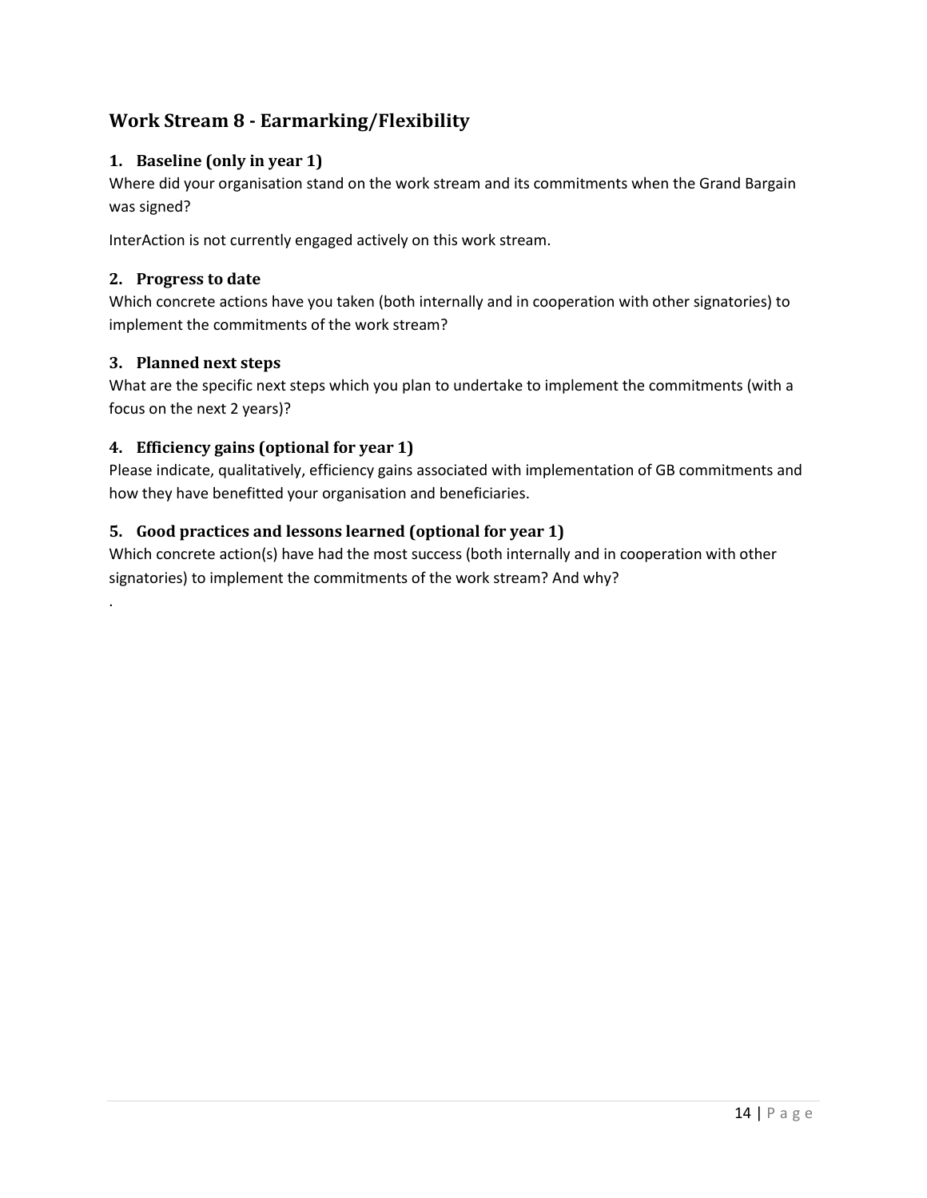## Work Stream 8 - Earmarking/Flexibility

### 1. Baseline (only in year 1)

Where did your organisation stand on the work stream and its commitments when the Grand Bargain was signed?

InterAction is not currently engaged actively on this work stream.

### 2. Progress to date

Which concrete actions have you taken (both internally and in cooperation with other signatories) to implement the commitments of the work stream?

### 3. Planned next steps

What are the specific next steps which you plan to undertake to implement the commitments (with a focus on the next 2 years)?

### 4. Efficiency gains (optional for year 1)

Please indicate, qualitatively, efficiency gains associated with implementation of GB commitments and how they have benefitted your organisation and beneficiaries.

### 5. Good practices and lessons learned (optional for year 1)

Which concrete action(s) have had the most success (both internally and in cooperation with other signatories) to implement the commitments of the work stream? And why?

.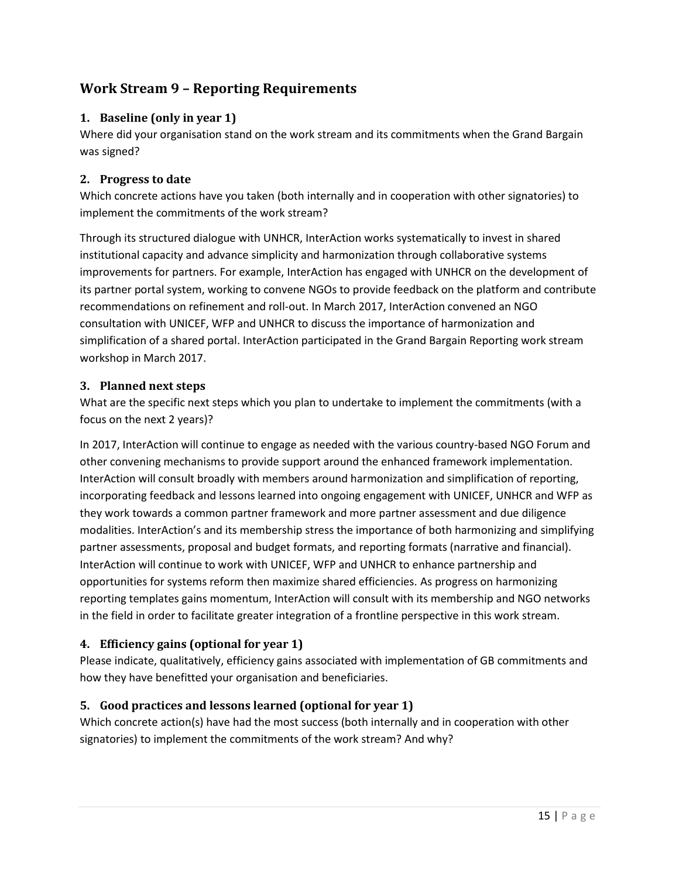## Work Stream 9 – Reporting Requirements

### 1. Baseline (only in year 1)

Where did your organisation stand on the work stream and its commitments when the Grand Bargain was signed?

### 2. Progress to date

Which concrete actions have you taken (both internally and in cooperation with other signatories) to implement the commitments of the work stream?

Through its structured dialogue with UNHCR, InterAction works systematically to invest in shared institutional capacity and advance simplicity and harmonization through collaborative systems improvements for partners. For example, InterAction has engaged with UNHCR on the development of its partner portal system, working to convene NGOs to provide feedback on the platform and contribute recommendations on refinement and roll-out. In March 2017, InterAction convened an NGO consultation with UNICEF, WFP and UNHCR to discuss the importance of harmonization and simplification of a shared portal. InterAction participated in the Grand Bargain Reporting work stream workshop in March 2017.

### 3. Planned next steps

What are the specific next steps which you plan to undertake to implement the commitments (with a focus on the next 2 years)?

In 2017, InterAction will continue to engage as needed with the various country-based NGO Forum and other convening mechanisms to provide support around the enhanced framework implementation. InterAction will consult broadly with members around harmonization and simplification of reporting, incorporating feedback and lessons learned into ongoing engagement with UNICEF, UNHCR and WFP as they work towards a common partner framework and more partner assessment and due diligence modalities. InterAction's and its membership stress the importance of both harmonizing and simplifying partner assessments, proposal and budget formats, and reporting formats (narrative and financial). InterAction will continue to work with UNICEF, WFP and UNHCR to enhance partnership and opportunities for systems reform then maximize shared efficiencies. As progress on harmonizing reporting templates gains momentum, InterAction will consult with its membership and NGO networks in the field in order to facilitate greater integration of a frontline perspective in this work stream.

### 4. Efficiency gains (optional for year 1)

Please indicate, qualitatively, efficiency gains associated with implementation of GB commitments and how they have benefitted your organisation and beneficiaries.

### 5. Good practices and lessons learned (optional for year 1)

Which concrete action(s) have had the most success (both internally and in cooperation with other signatories) to implement the commitments of the work stream? And why?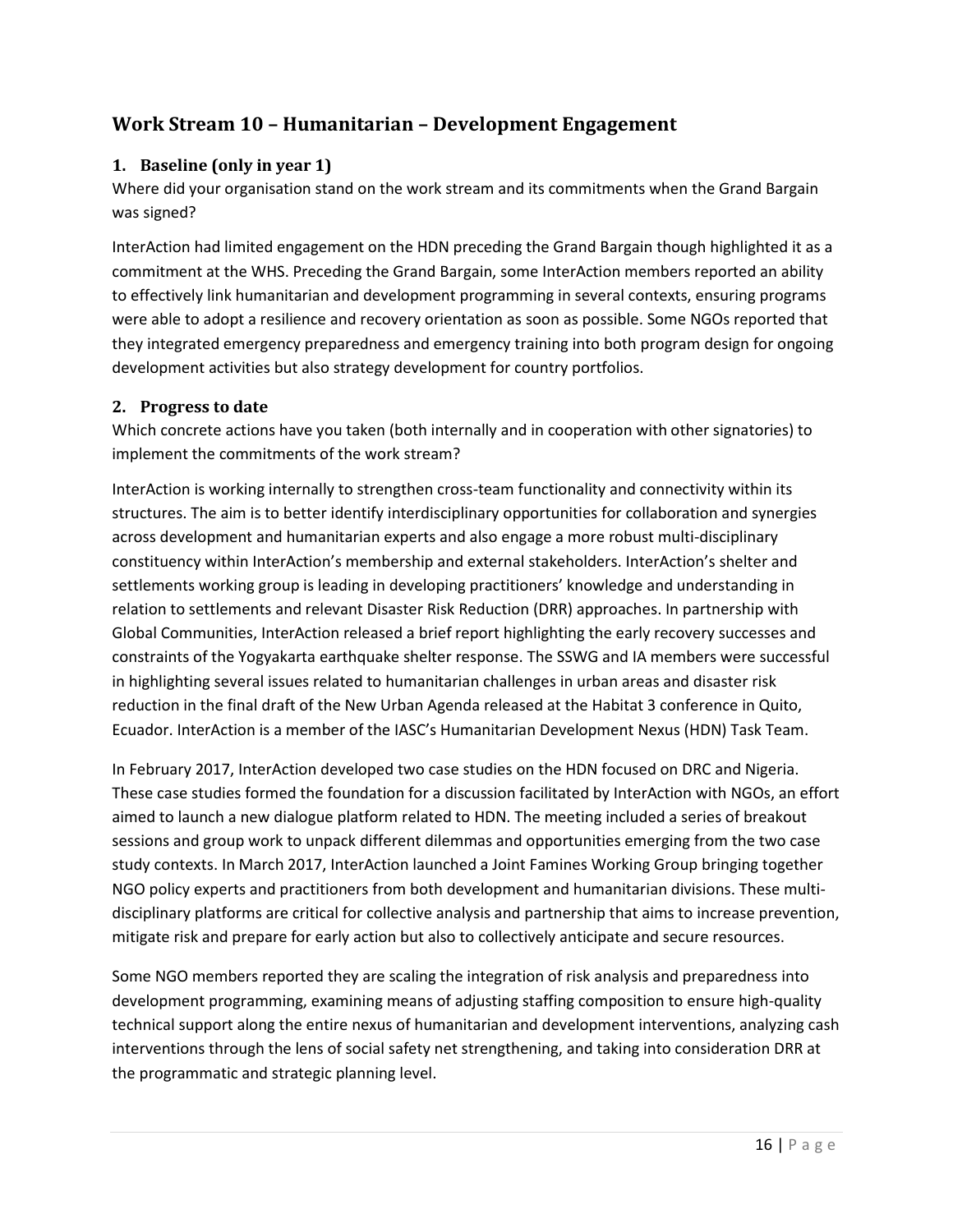## Work Stream 10 – Humanitarian – Development Engagement

### 1. Baseline (only in year 1)

Where did your organisation stand on the work stream and its commitments when the Grand Bargain was signed?

InterAction had limited engagement on the HDN preceding the Grand Bargain though highlighted it as a commitment at the WHS. Preceding the Grand Bargain, some InterAction members reported an ability to effectively link humanitarian and development programming in several contexts, ensuring programs were able to adopt a resilience and recovery orientation as soon as possible. Some NGOs reported that they integrated emergency preparedness and emergency training into both program design for ongoing development activities but also strategy development for country portfolios.

### 2. Progress to date

Which concrete actions have you taken (both internally and in cooperation with other signatories) to implement the commitments of the work stream?

InterAction is working internally to strengthen cross-team functionality and connectivity within its structures. The aim is to better identify interdisciplinary opportunities for collaboration and synergies across development and humanitarian experts and also engage a more robust multi-disciplinary constituency within InterAction's membership and external stakeholders. InterAction's shelter and settlements working group is leading in developing practitioners' knowledge and understanding in relation to settlements and relevant Disaster Risk Reduction (DRR) approaches. In partnership with Global Communities, InterAction released a brief report highlighting the early recovery successes and constraints of the Yogyakarta earthquake shelter response. The SSWG and IA members were successful in highlighting several issues related to humanitarian challenges in urban areas and disaster risk reduction in the final draft of the New Urban Agenda released at the Habitat 3 conference in Quito, Ecuador. InterAction is a member of the IASC's Humanitarian Development Nexus (HDN) Task Team.

In February 2017, InterAction developed two case studies on the HDN focused on DRC and Nigeria. These case studies formed the foundation for a discussion facilitated by InterAction with NGOs, an effort aimed to launch a new dialogue platform related to HDN. The meeting included a series of breakout sessions and group work to unpack different dilemmas and opportunities emerging from the two case study contexts. In March 2017, InterAction launched a Joint Famines Working Group bringing together NGO policy experts and practitioners from both development and humanitarian divisions. These multi-disciplinary platforms are critical for collective analysis and partnership that aims to increase prevention, mitigate risk and prepare for early action but also to collectively anticipate and secure resources.

Some NGO members reported they are scaling the integration of risk analysis and preparedness into development programming, examining means of adjusting staffing composition to ensure high-quality technical support along the entire nexus of humanitarian and development interventions, analyzing cash interventions through the lens of social safety net strengthening, and taking into consideration DRR at the programmatic and strategic planning level.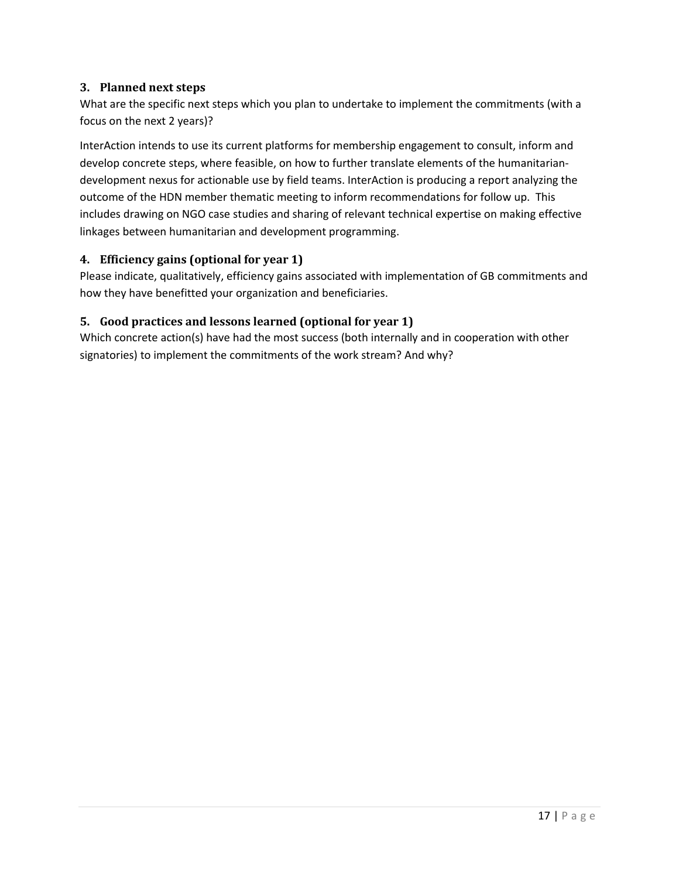### 3. Planned next steps

What are the specific next steps which you plan to undertake to implement the commitments (with a focus on the next 2 years)?

InterAction intends to use its current platforms for membership engagement to consult, inform and develop concrete steps, where feasible, on how to further translate elements of the humanitarian-development nexus for actionable use by field teams. InterAction is producing a report analyzing the outcome of the HDN member thematic meeting to inform recommendations for follow up. This includes drawing on NGO case studies and sharing of relevant technical expertise on making effective linkages between humanitarian and development programming.

### 4. Efficiency gains (optional for year 1)

Please indicate, qualitatively, efficiency gains associated with implementation of GB commitments and how they have benefitted your organization and beneficiaries.

### 5. Good practices and lessons learned (optional for year 1)

Which concrete action(s) have had the most success (both internally and in cooperation with other signatories) to implement the commitments of the work stream? And why?